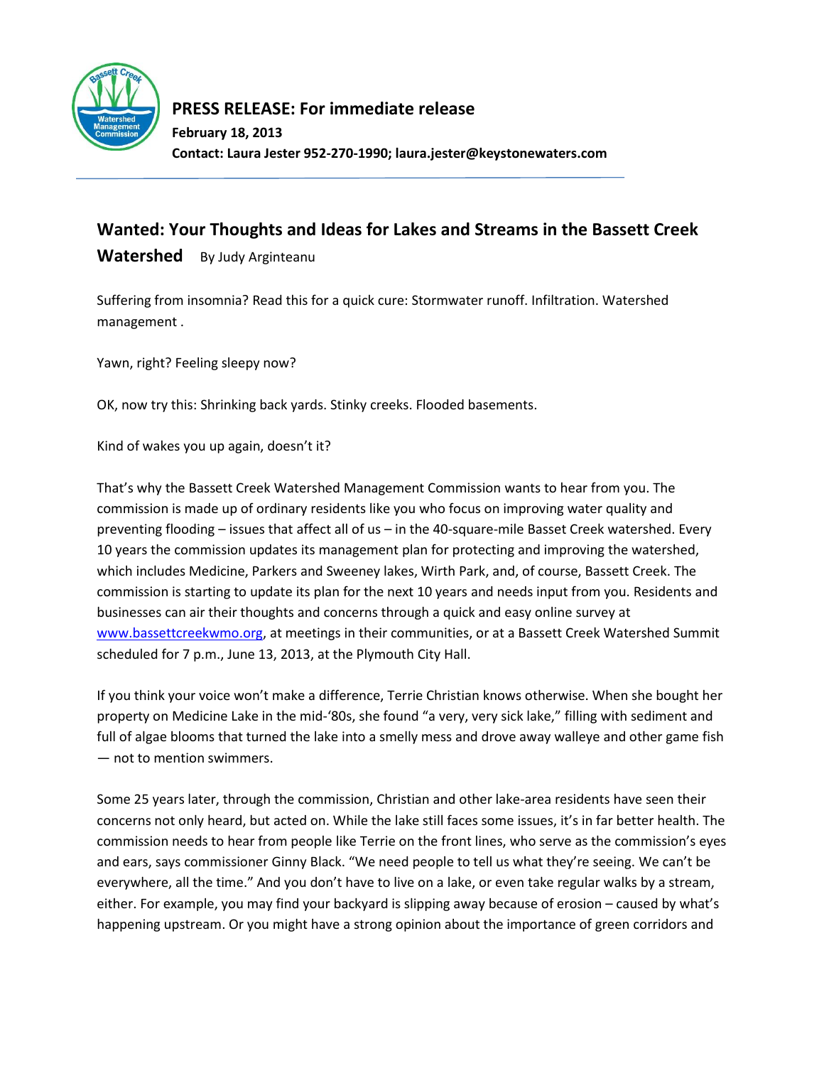**PRESS RELEASE: For immediate release**

**February 18, 2013**

**Contact: Laura Jester 952-270-1990; laura.jester@keystonewaters.com**

## Wanted: Your Thoughts and Ideas for Lakes and Streams in the Bassett Creek Watershed

By Judy Arginteanu

Suffering from insomnia? Read this for a quick cure: Stormwater runoff. Infiltration. Watershed management .

Yawn, right? Feeling sleepy now?

OK, now try this: Shrinking back yards. Stinky creeks. Flooded basements.

Kind of wakes you up again, doesn't it?

That's why the Bassett Creek Watershed Management Commission wants to hear from you. The commission is made up of ordinary residents like you who focus on improving water quality and preventing flooding – issues that affect all of us – in the 40-square-mile Basset Creek watershed. Every 10 years the commission updates its management plan for protecting and improving the watershed, which includes Medicine, Parkers and Sweeney lakes, Wirth Park, and, of course, Bassett Creek. The commission is starting to update its plan for the next 10 years and needs input from you. Residents and businesses can air their thoughts and concerns through a quick and easy online survey at www.bassettcreekwmo.org, at meetings in their communities, or at a Bassett Creek Watershed Summit scheduled for 7 p.m., June 13, 2013, at the Plymouth City Hall.

If you think your voice won't make a difference, Terrie Christian knows otherwise. When she bought her property on Medicine Lake in the mid-'80s, she found "a very, very sick lake," filling with sediment and full of algae blooms that turned the lake into a smelly mess and drove away walleye and other game fish — not to mention swimmers.

Some 25 years later, through the commission, Christian and other lake-area residents have seen their concerns not only heard, but acted on. While the lake still faces some issues, it's in far better health. The commission needs to hear from people like Terrie on the front lines, who serve as the commission's eyes and ears, says commissioner Ginny Black. "We need people to tell us what they're seeing. We can't be everywhere, all the time." And you don't have to live on a lake, or even take regular walks by a stream, either. For example, you may find your backyard is slipping away because of erosion – caused by what's happening upstream. Or you might have a strong opinion about the importance of green corridors and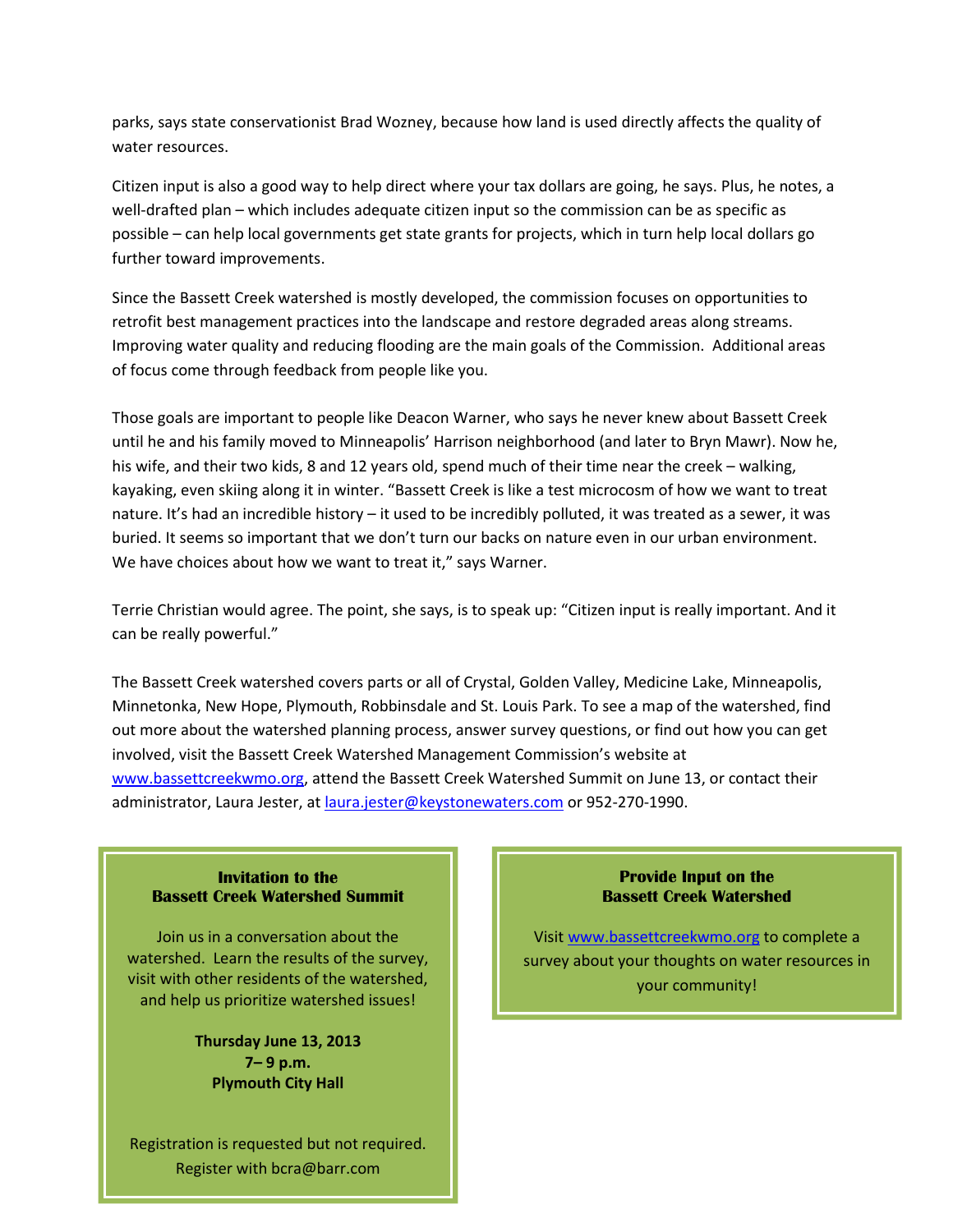parks, says state conservationist Brad Wozney, because how land is used directly affects the quality of water resources.

Citizen input is also a good way to help direct where your tax dollars are going, he says. Plus, he notes, a well-drafted plan – which includes adequate citizen input so the commission can be as specific as possible – can help local governments get state grants for projects, which in turn help local dollars go further toward improvements.

Since the Bassett Creek watershed is mostly developed, the commission focuses on opportunities to retrofit best management practices into the landscape and restore degraded areas along streams. Improving water quality and reducing flooding are the main goals of the Commission. Additional areas of focus come through feedback from people like you.

Those goals are important to people like Deacon Warner, who says he never knew about Bassett Creek until he and his family moved to Minneapolis' Harrison neighborhood (and later to Bryn Mawr). Now he, his wife, and their two kids, 8 and 12 years old, spend much of their time near the creek – walking, kayaking, even skiing along it in winter. "Bassett Creek is like a test microcosm of how we want to treat nature. It's had an incredible history – it used to be incredibly polluted, it was treated as a sewer, it was buried. It seems so important that we don't turn our backs on nature even in our urban environment. We have choices about how we want to treat it," says Warner.

Terrie Christian would agree. The point, she says, is to speak up: "Citizen input is really important. And it can be really powerful."

The Bassett Creek watershed covers parts or all of Crystal, Golden Valley, Medicine Lake, Minneapolis, Minnetonka, New Hope, Plymouth, Robbinsdale and St. Louis Park. To see a map of the watershed, find out more about the watershed planning process, answer survey questions, or find out how you can get involved, visit the Bassett Creek Watershed Management Commission's website at www.bassettcreekwmo.org, attend the Bassett Creek Watershed Summit on June 13, or contact their administrator, Laura Jester, at laura.jester@keystonewaters.com or 952-270-1990.

**Invitation to the Bassett Creek Watershed Summit**

Join us in a conversation about the watershed. Learn the results of the survey, visit with other residents of the watershed, and help us prioritize watershed issues!

**Thursday June 13, 2013**
**7– 9 p.m.**
**Plymouth City Hall**

Registration is requested but not required. Register with bcra@barr.com

**Provide Input on the Bassett Creek Watershed**

Visit www.bassettcreekwmo.org to complete a survey about your thoughts on water resources in your community!